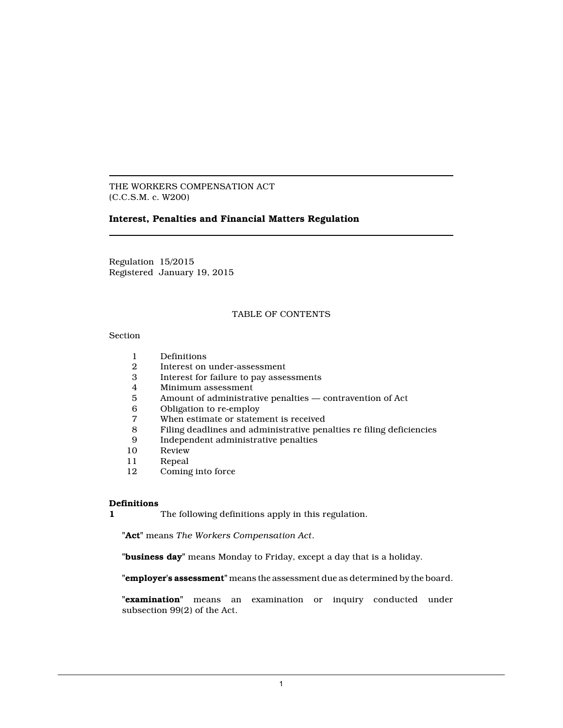THE WORKERS COMPENSATION ACT
(C.C.S.M. c. W200)

# Interest, Penalties and Financial Matters Regulation

Regulation 15/2015
Registered January 19, 2015

TABLE OF CONTENTS

Section

| | |
|---|---|
| 1 | Definitions |
| 2 | Interest on under-assessment |
| 3 | Interest for failure to pay assessments |
| 4 | Minimum assessment |
| 5 | Amount of administrative penalties — contravention of Act |
| 6 | Obligation to re-employ |
| 7 | When estimate or statement is received |
| 8 | Filing deadlines and administrative penalties re filing deficiencies |
| 9 | Independent administrative penalties |
| 10 | Review |
| 11 | Repeal |
| 12 | Coming into force |

**Definitions**

**1** The following definitions apply in this regulation.

"**Act**" means *The Workers Compensation Act*.

"**business day**" means Monday to Friday, except a day that is a holiday.

"**employer's assessment**" means the assessment due as determined by the board.

"**examination**" means an examination or inquiry conducted under subsection 99(2) of the Act.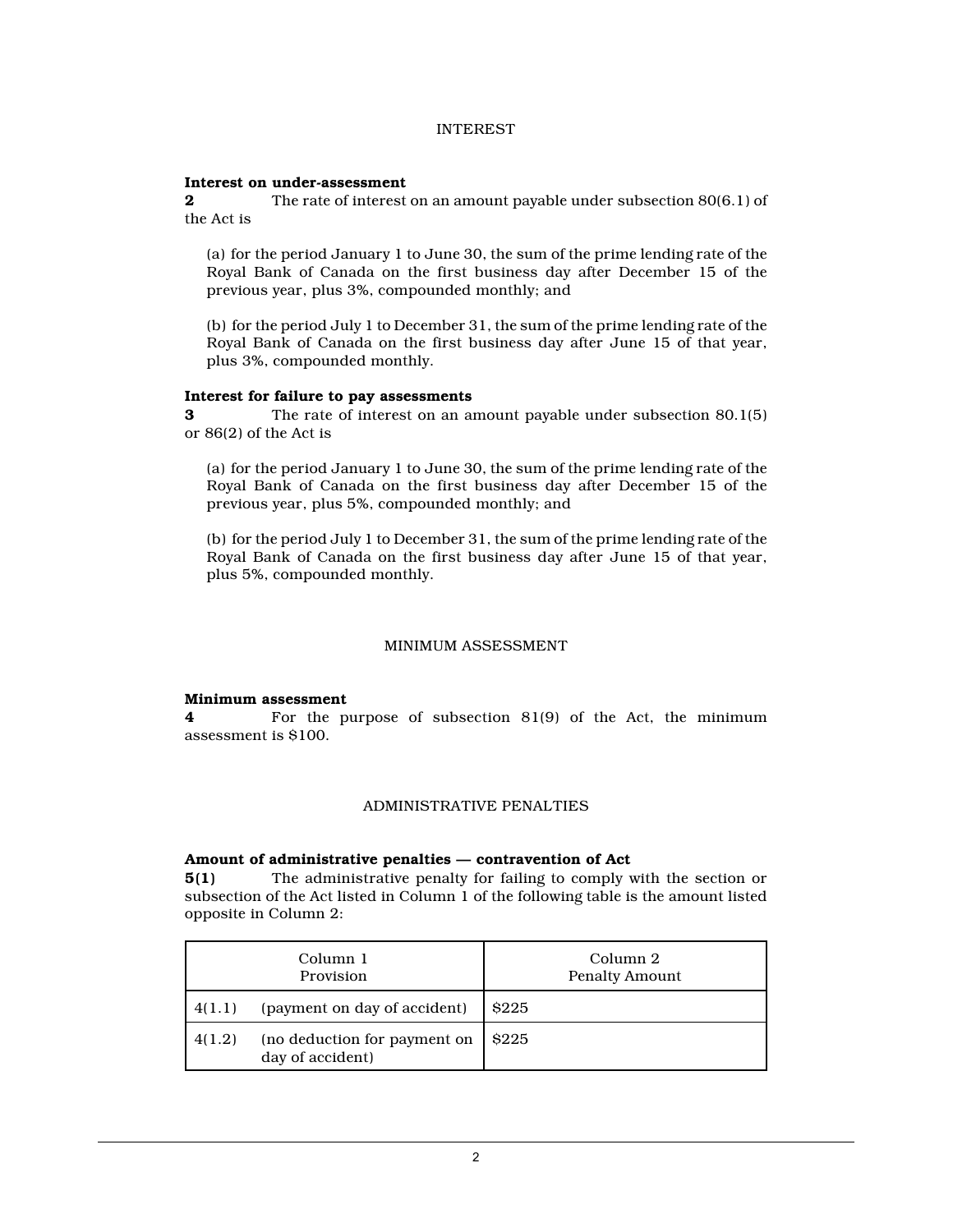## INTEREST

**Interest on under-assessment**

**2** The rate of interest on an amount payable under subsection 80(6.1) of the Act is

(a) for the period January 1 to June 30, the sum of the prime lending rate of the Royal Bank of Canada on the first business day after December 15 of the previous year, plus 3%, compounded monthly; and

(b) for the period July 1 to December 31, the sum of the prime lending rate of the Royal Bank of Canada on the first business day after June 15 of that year, plus 3%, compounded monthly.

**Interest for failure to pay assessments**

**3** The rate of interest on an amount payable under subsection 80.1(5) or 86(2) of the Act is

(a) for the period January 1 to June 30, the sum of the prime lending rate of the Royal Bank of Canada on the first business day after December 15 of the previous year, plus 5%, compounded monthly; and

(b) for the period July 1 to December 31, the sum of the prime lending rate of the Royal Bank of Canada on the first business day after June 15 of that year, plus 5%, compounded monthly.

## MINIMUM ASSESSMENT

**Minimum assessment**

**4** For the purpose of subsection 81(9) of the Act, the minimum assessment is $100.

## ADMINISTRATIVE PENALTIES

**Amount of administrative penalties — contravention of Act**

**5(1)** The administrative penalty for failing to comply with the section or subsection of the Act listed in Column 1 of the following table is the amount listed opposite in Column 2:

| Column 1<br>Provision | | Column 2<br>Penalty Amount |
|---|---|---|
| 4(1.1) | (payment on day of accident) | $225 |
| 4(1.2) | (no deduction for payment on day of accident) | $225 |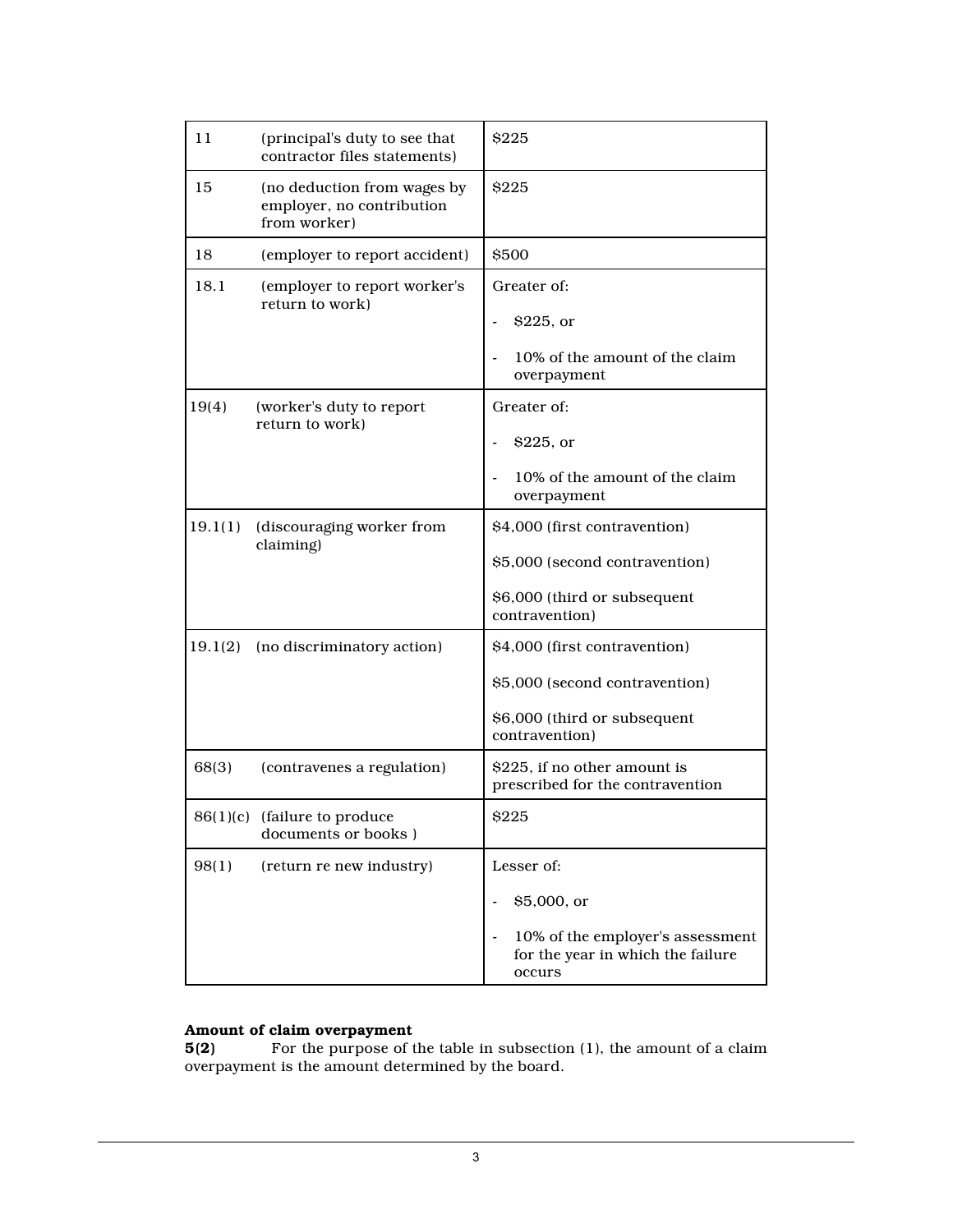| | | |
|---|---|---|
| 11 | (principal's duty to see that contractor files statements) | $225 |
| 15 | (no deduction from wages by employer, no contribution from worker) | $225 |
| 18 | (employer to report accident) | $500 |
| 18.1 | (employer to report worker's return to work) | Greater of:<br>- $225, or<br>- 10% of the amount of the claim overpayment |
| 19(4) | (worker's duty to report return to work) | Greater of:<br>- $225, or<br>- 10% of the amount of the claim overpayment |
| 19.1(1) | (discouraging worker from claiming) | $4,000 (first contravention)<br>$5,000 (second contravention)<br>$6,000 (third or subsequent contravention) |
| 19.1(2) | (no discriminatory action) | $4,000 (first contravention)<br>$5,000 (second contravention)<br>$6,000 (third or subsequent contravention) |
| 68(3) | (contravenes a regulation) | $225, if no other amount is prescribed for the contravention |
| 86(1)(c) | (failure to produce documents or books ) | $225 |
| 98(1) | (return re new industry) | Lesser of:<br>- $5,000, or<br>- 10% of the employer's assessment for the year in which the failure occurs |

**Amount of claim overpayment**

**5(2)** For the purpose of the table in subsection (1), the amount of a claim overpayment is the amount determined by the board.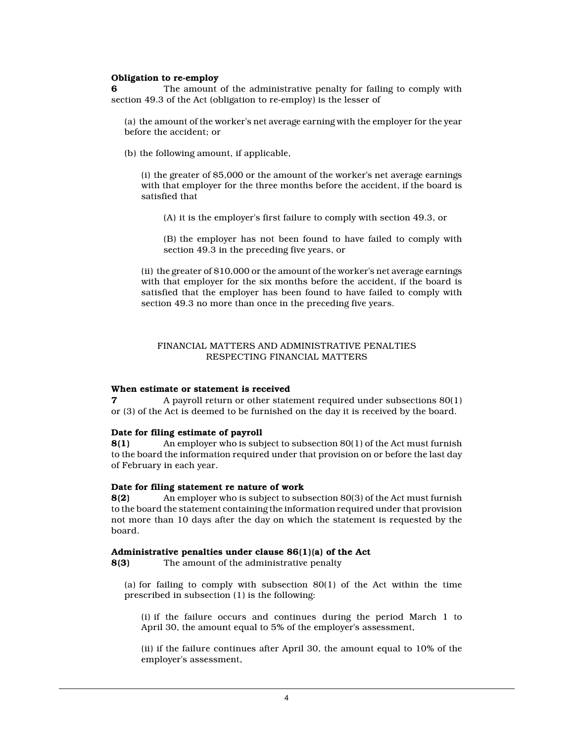**Obligation to re-employ**

**6** The amount of the administrative penalty for failing to comply with section 49.3 of the Act (obligation to re-employ) is the lesser of

(a) the amount of the worker's net average earning with the employer for the year before the accident; or

(b) the following amount, if applicable,

(i) the greater of $5,000 or the amount of the worker's net average earnings with that employer for the three months before the accident, if the board is satisfied that

(A) it is the employer's first failure to comply with section 49.3, or

(B) the employer has not been found to have failed to comply with section 49.3 in the preceding five years, or

(ii) the greater of $10,000 or the amount of the worker's net average earnings with that employer for the six months before the accident, if the board is satisfied that the employer has been found to have failed to comply with section 49.3 no more than once in the preceding five years.

FINANCIAL MATTERS AND ADMINISTRATIVE PENALTIES RESPECTING FINANCIAL MATTERS

**When estimate or statement is received**

**7** A payroll return or other statement required under subsections 80(1) or (3) of the Act is deemed to be furnished on the day it is received by the board.

**Date for filing estimate of payroll**

**8(1)** An employer who is subject to subsection 80(1) of the Act must furnish to the board the information required under that provision on or before the last day of February in each year.

**Date for filing statement re nature of work**

**8(2)** An employer who is subject to subsection 80(3) of the Act must furnish to the board the statement containing the information required under that provision not more than 10 days after the day on which the statement is requested by the board.

**Administrative penalties under clause 86(1)(a) of the Act**

**8(3)** The amount of the administrative penalty

(a) for failing to comply with subsection 80(1) of the Act within the time prescribed in subsection (1) is the following:

(i) if the failure occurs and continues during the period March 1 to April 30, the amount equal to 5% of the employer's assessment,

(ii) if the failure continues after April 30, the amount equal to 10% of the employer's assessment,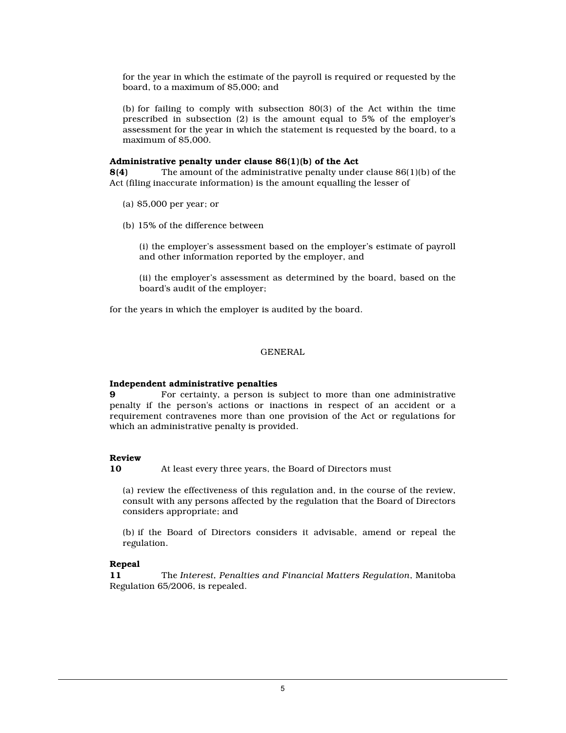for the year in which the estimate of the payroll is required or requested by the board, to a maximum of $5,000; and

(b) for failing to comply with subsection 80(3) of the Act within the time prescribed in subsection (2) is the amount equal to 5% of the employer's assessment for the year in which the statement is requested by the board, to a maximum of $5,000.

**Administrative penalty under clause 86(1)(b) of the Act**

**8(4)** The amount of the administrative penalty under clause 86(1)(b) of the Act (filing inaccurate information) is the amount equalling the lesser of

(a) $5,000 per year; or

(b) 15% of the difference between

(i) the employer's assessment based on the employer's estimate of payroll and other information reported by the employer, and

(ii) the employer's assessment as determined by the board, based on the board's audit of the employer;

for the years in which the employer is audited by the board.

## GENERAL

**Independent administrative penalties**

**9** For certainty, a person is subject to more than one administrative penalty if the person's actions or inactions in respect of an accident or a requirement contravenes more than one provision of the Act or regulations for which an administrative penalty is provided.

**Review**

**10** At least every three years, the Board of Directors must

(a) review the effectiveness of this regulation and, in the course of the review, consult with any persons affected by the regulation that the Board of Directors considers appropriate; and

(b) if the Board of Directors considers it advisable, amend or repeal the regulation.

**Repeal**

**11** The *Interest, Penalties and Financial Matters Regulation*, Manitoba Regulation 65/2006, is repealed.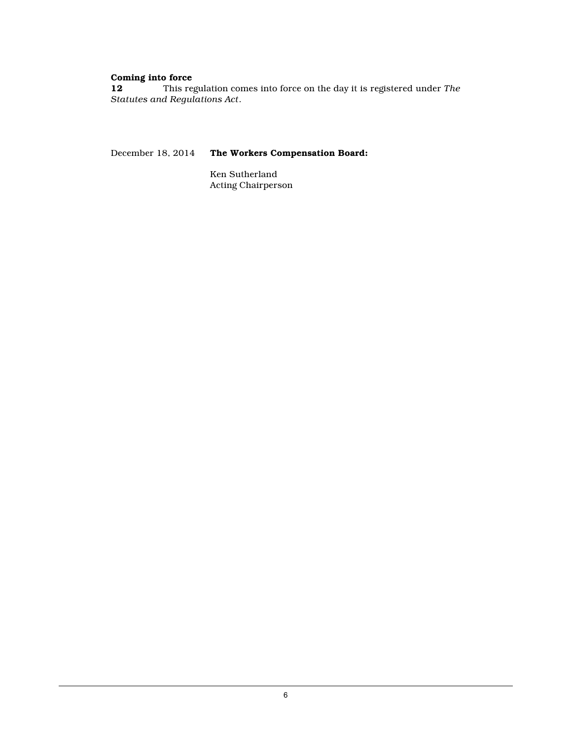**Coming into force**

**12** This regulation comes into force on the day it is registered under *The Statutes and Regulations Act*.

December 18, 2014 **The Workers Compensation Board:**

Ken Sutherland
Acting Chairperson